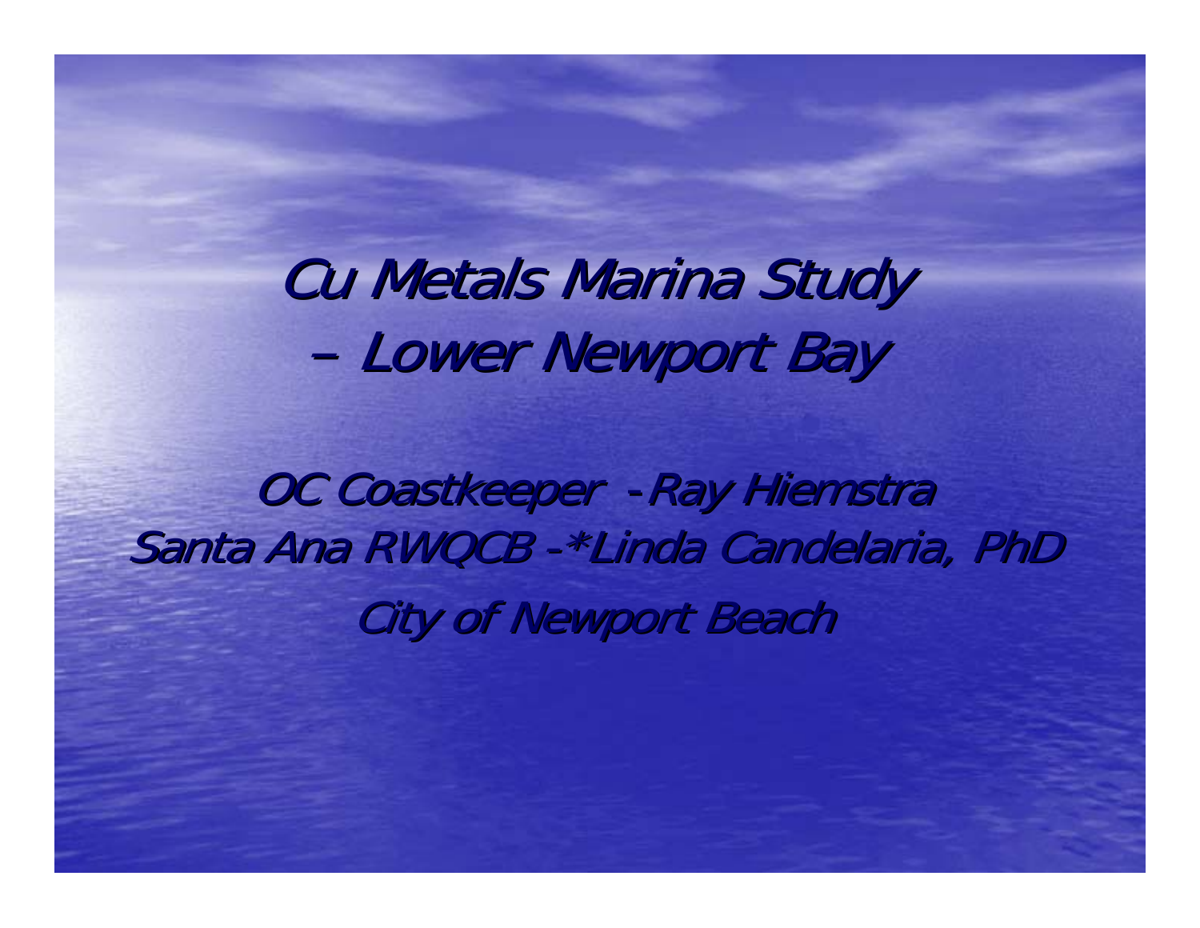# Cu Metals Marina Study – Lower Newport Bay

*OC Coastkeeper - Ray Hiemstra*

*Santa Ana RWQCB -*Linda Candelaria, PhD*

*City of Newport Beach*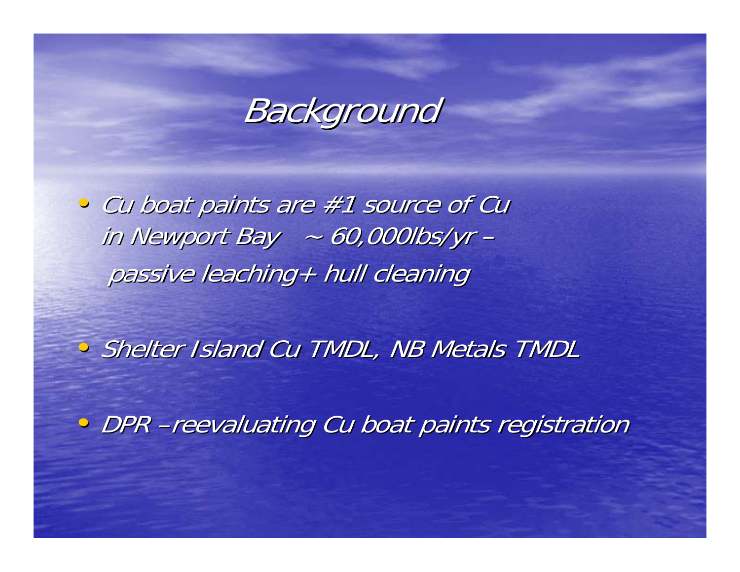# Background

- *Cu boat paints are #1 source of Cu in Newport Bay ~ 60,000lbs/yr – passive leaching+ hull cleaning*
- *Shelter Island Cu TMDL, NB Metals TMDL*
- *DPR –reevaluating Cu boat paints registration*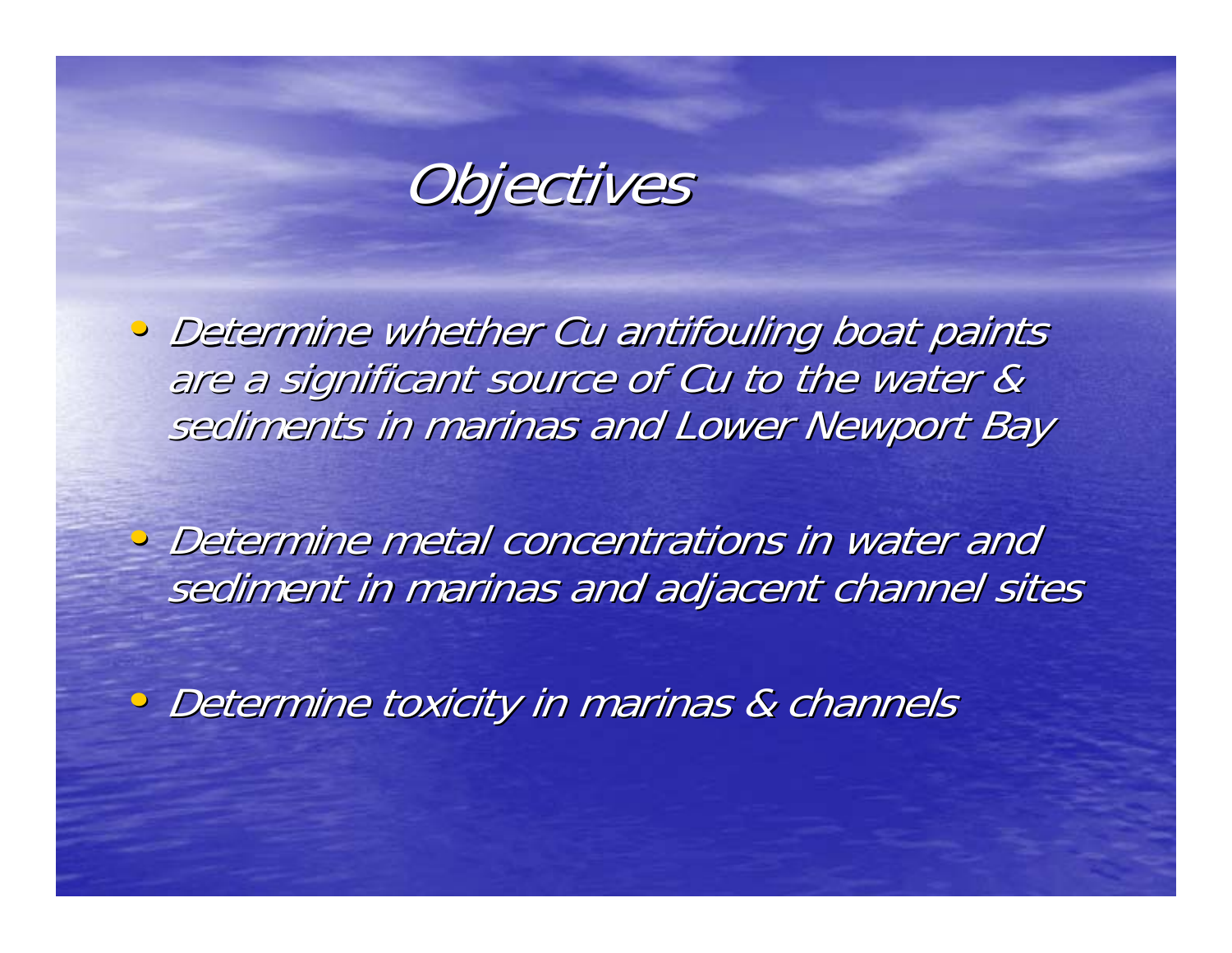# *Objectives*

- *Determine whether Cu antifouling boat paints are a significant source of Cu to the water & sediments in marinas and Lower Newport Bay*
- *Determine metal concentrations in water and sediment in marinas and adjacent channel sites*
- *Determine toxicity in marinas & channels*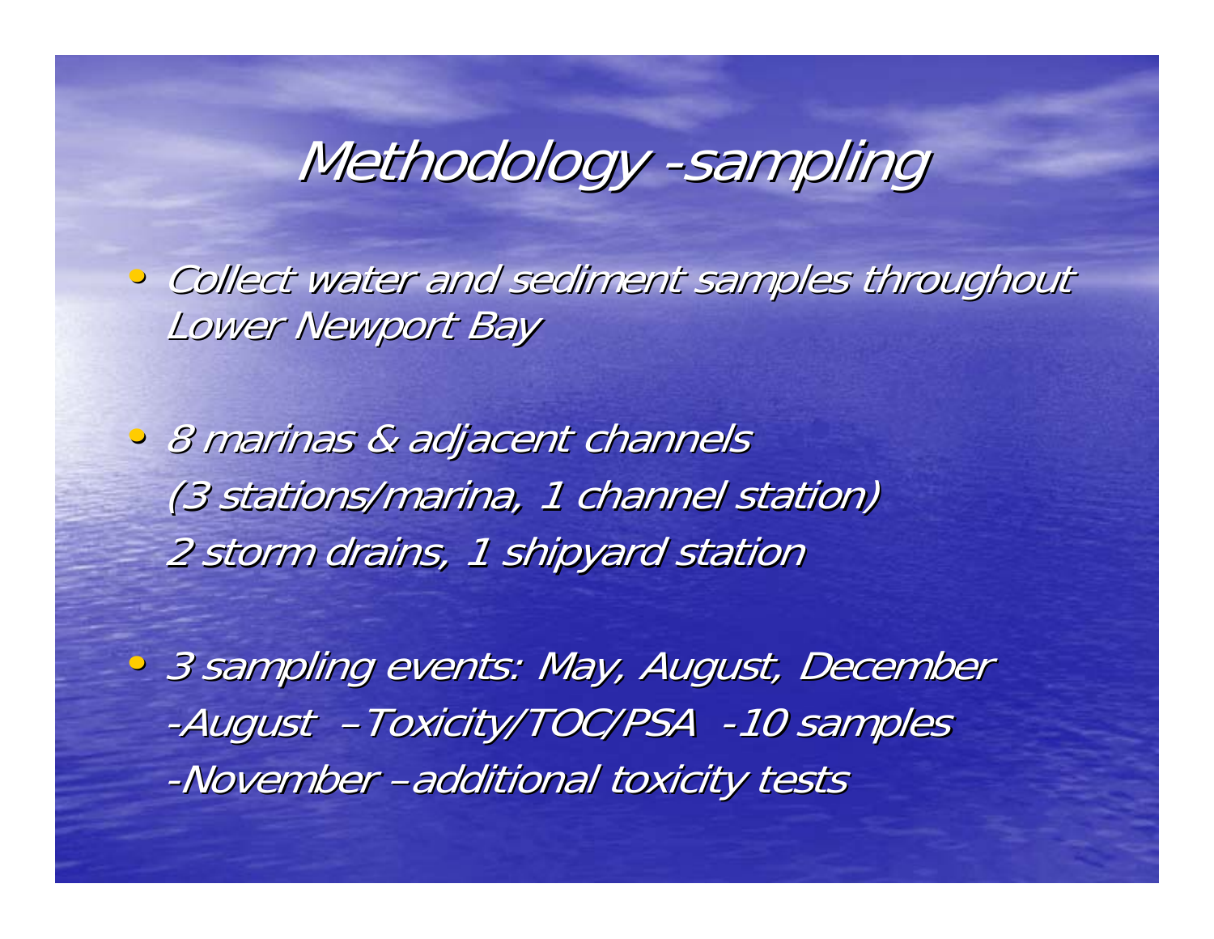# *Methodology -sampling*

- *Collect water and sediment samples throughout Lower Newport Bay*

- *8 marinas & adjacent channels*
  *(3 stations/marina, 1 channel station)*
  *2 storm drains, 1 shipyard station*

- *3 sampling events: May, August, December*
  *-August –Toxicity/TOC/PSA -10 samples*
  *-November –additional toxicity tests*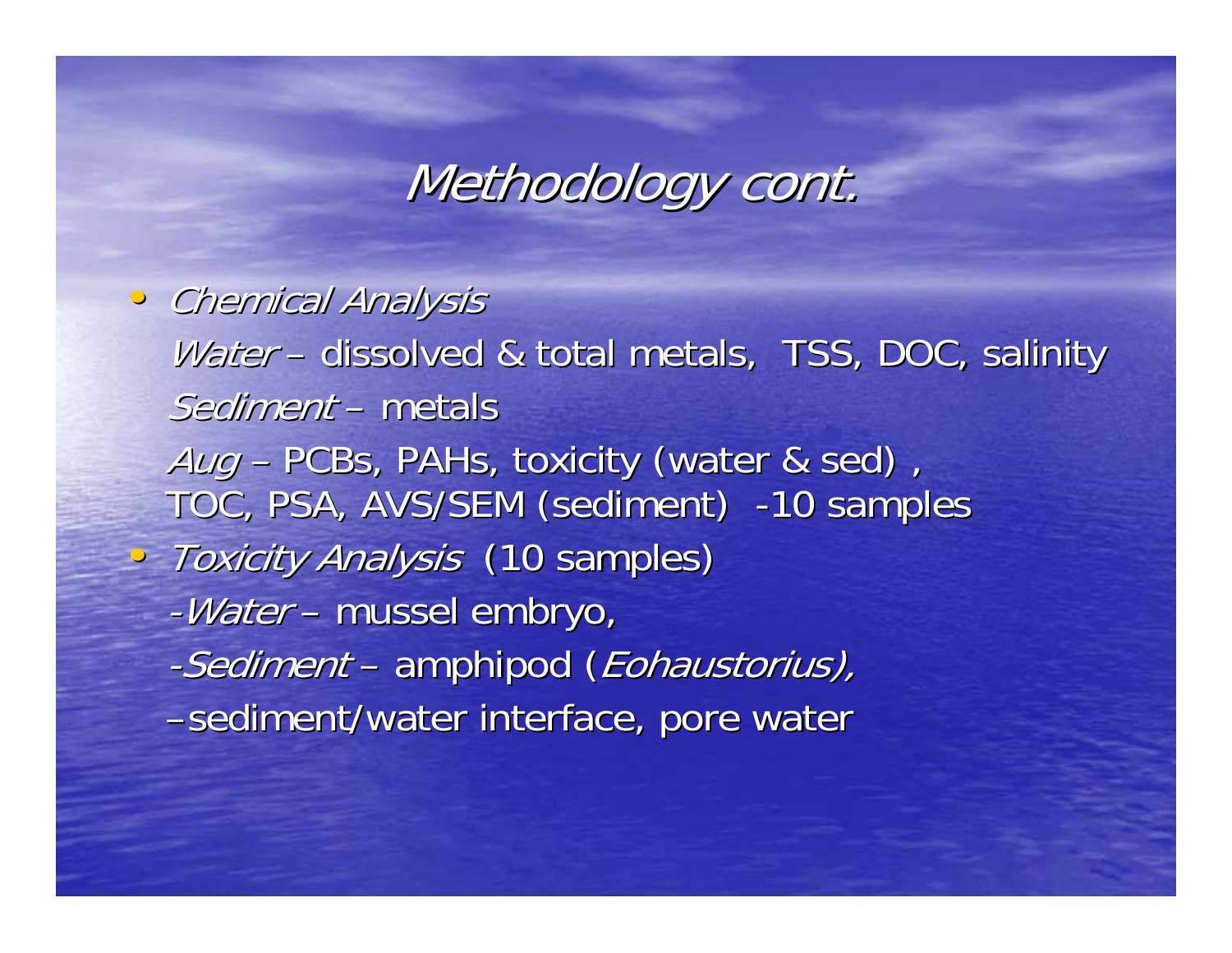# *Methodology cont.*

- *Chemical Analysis*

  *Water* – dissolved & total metals, TSS, DOC, salinity

  *Sediment* – metals

  *Aug* – PCBs, PAHs, toxicity (water & sed) , TOC, PSA, AVS/SEM (sediment) -10 samples

- *Toxicity Analysis* (10 samples)

  -*Water* – mussel embryo,

  -*Sediment* – amphipod (*Eohaustorius),*

  – sediment/water interface, pore water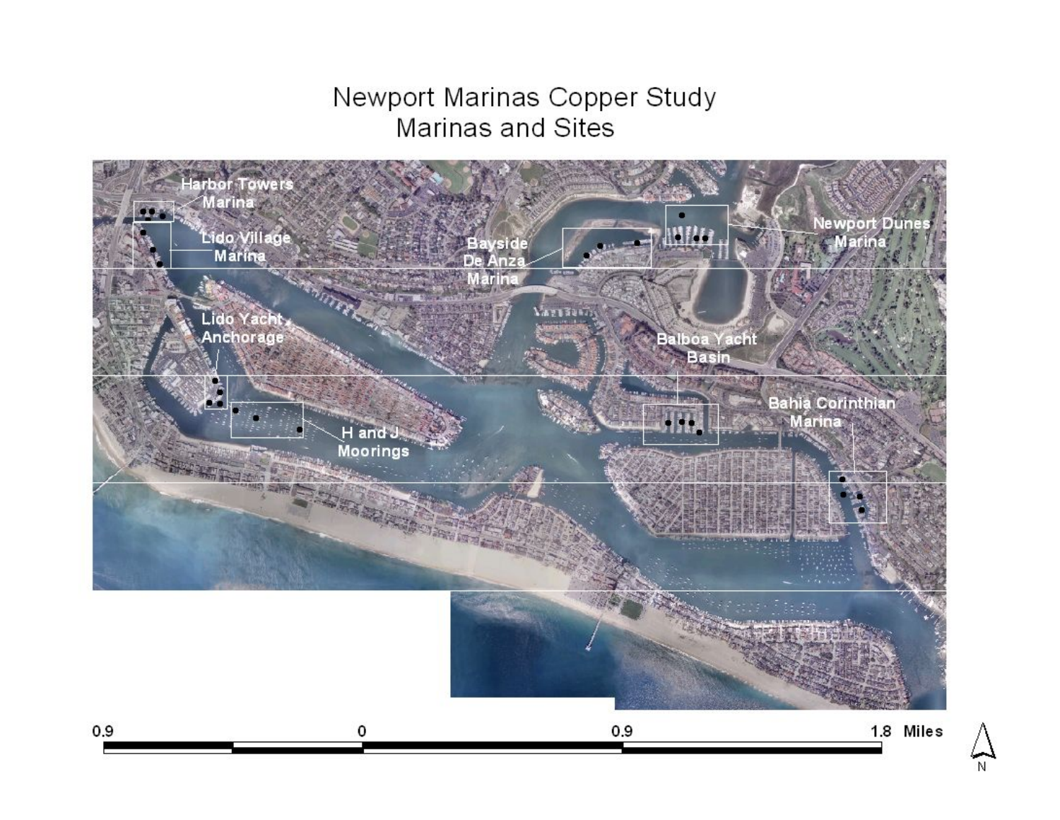# Newport Marinas Copper Study
## Marinas and Sites

Harbor Towers Marina

Lido Village Marina

Bayside De Anza Marina

Newport Dunes Marina

Lido Yacht Anchorage

Balboa Yacht Basin

Bahia Corinthian Marina

H and J Moorings

0.9 0 0.9 1.8 Miles

N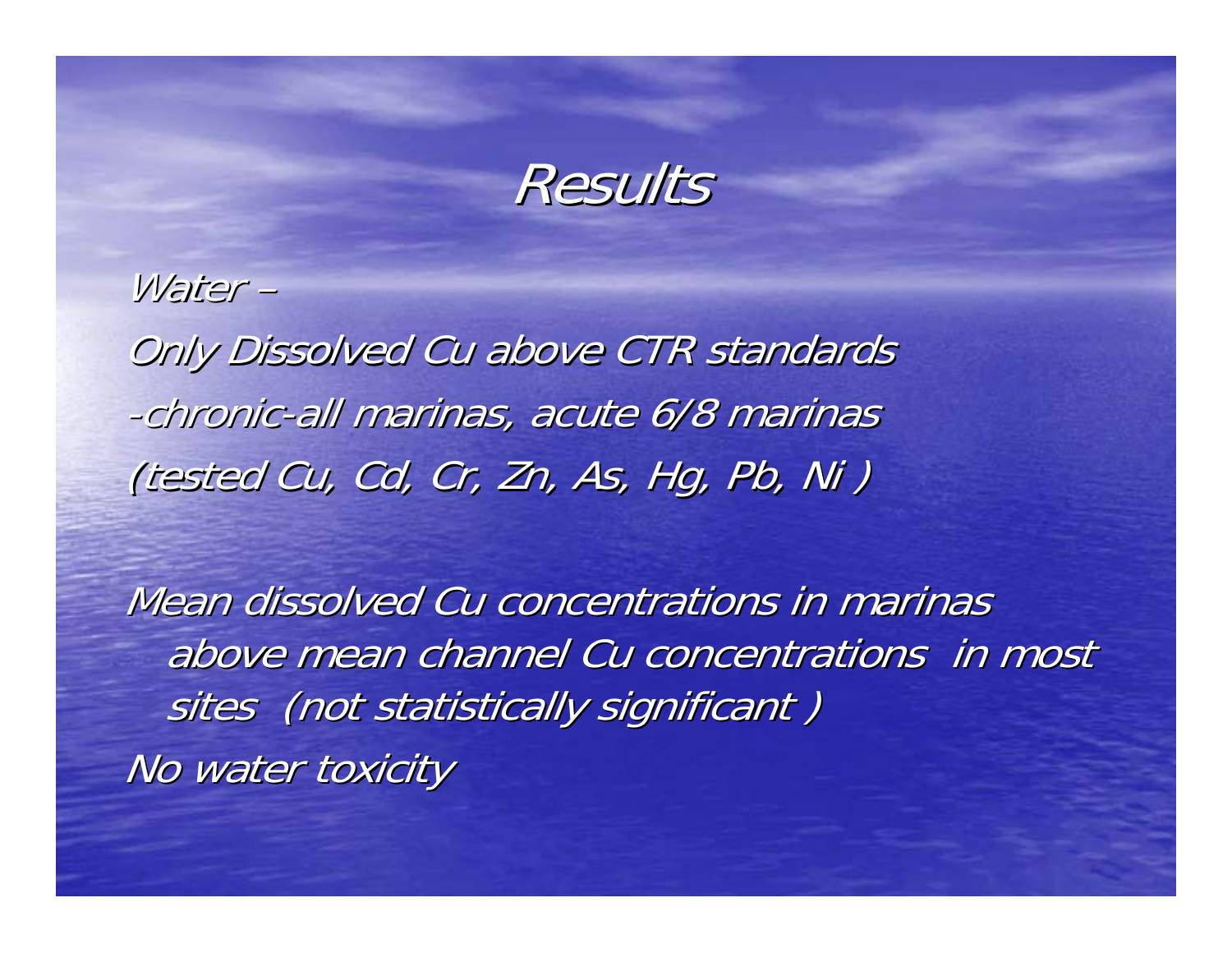# Results

*Water –*

*Only Dissolved Cu above CTR standards*

*-chronic-all marinas, acute 6/8 marinas*

*(tested Cu, Cd, Cr, Zn, As, Hg, Pb, Ni )*

*Mean dissolved Cu concentrations in marinas above mean channel Cu concentrations in most sites (not statistically significant )*

*No water toxicity*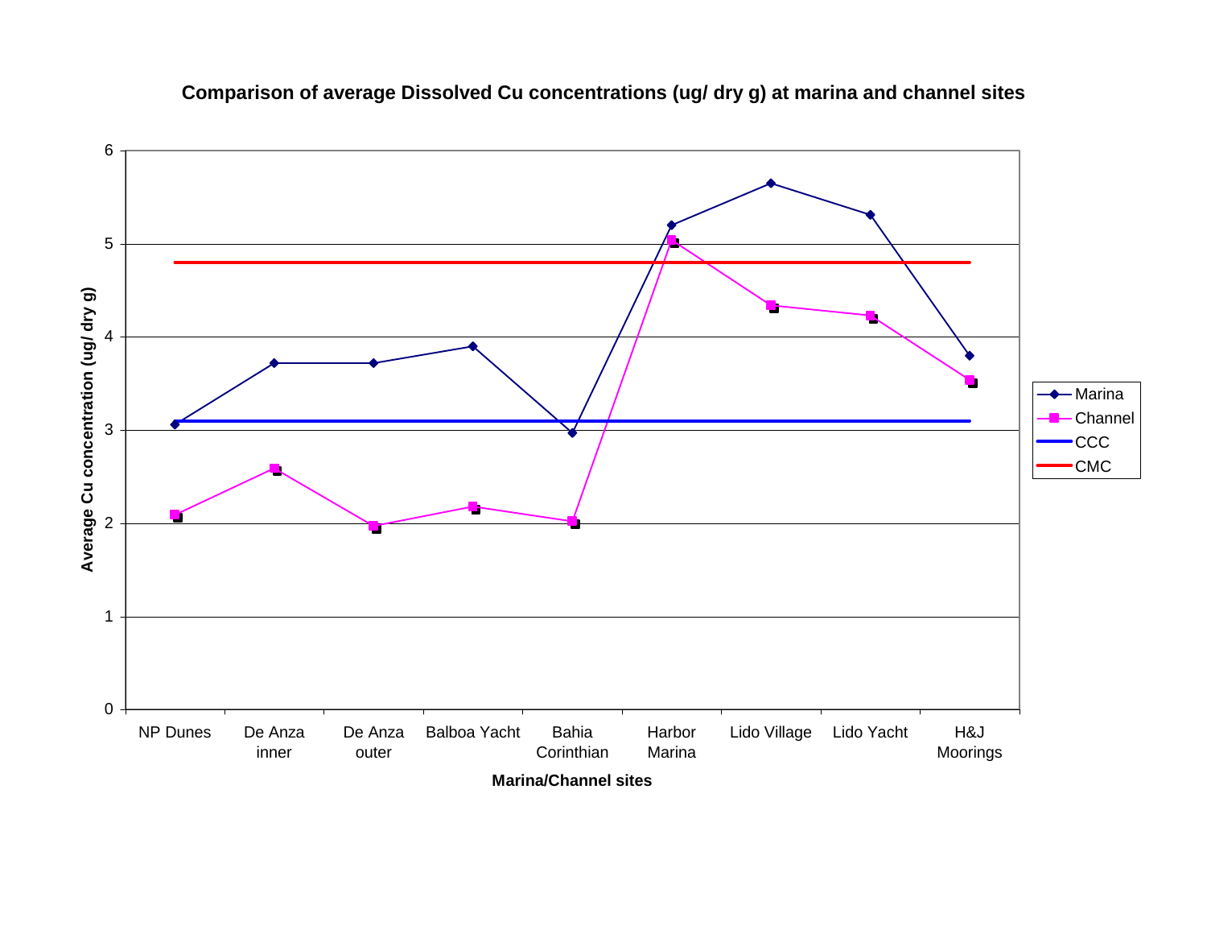**Comparison of average Dissolved Cu concentrations (ug/ dry g) at marina and channel sites**

Average Cu concentration (ug/ dry g)

0 1 2 3 4 5 6

NP Dunes | De Anza inner | De Anza outer | Balboa Yacht | Bahia Corinthian | Harbor Marina | Lido Village | Lido Yacht | H&J Moorings

Marina/Channel sites

Marina
Channel
CCC
CMC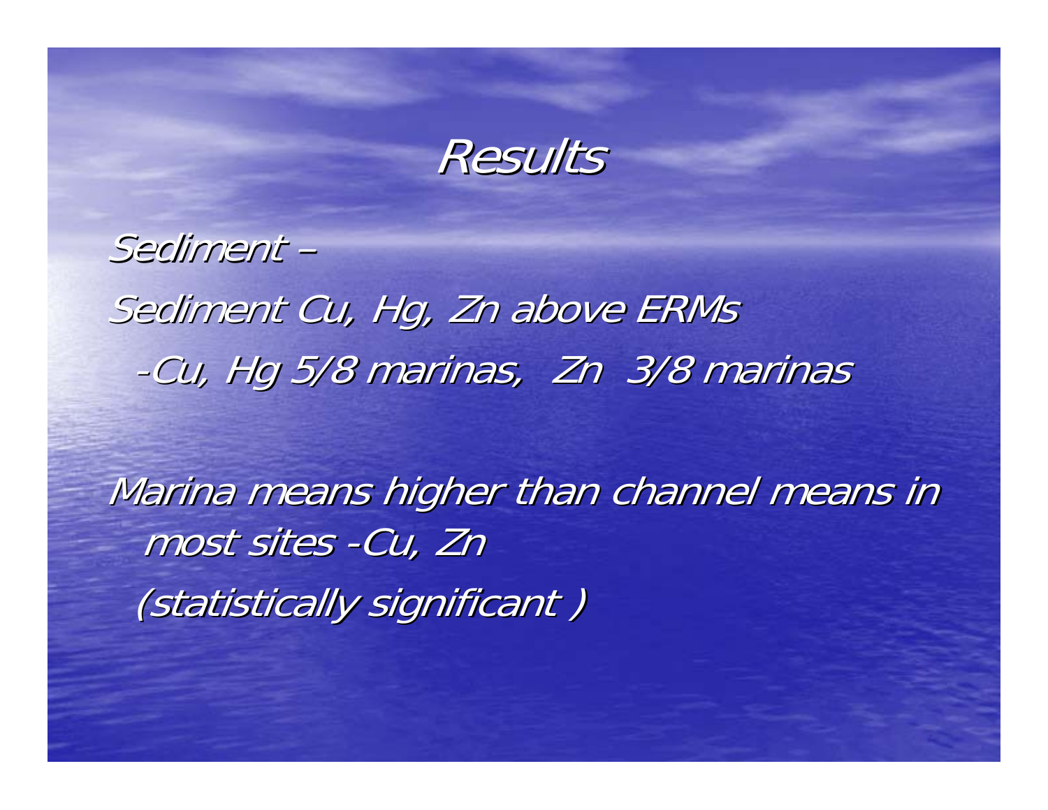# *Results*

*Sediment –*

*Sediment Cu, Hg, Zn above ERMs*

*-Cu, Hg 5/8 marinas, Zn 3/8 marinas*

*Marina means higher than channel means in most sites -Cu, Zn*

*(statistically significant )*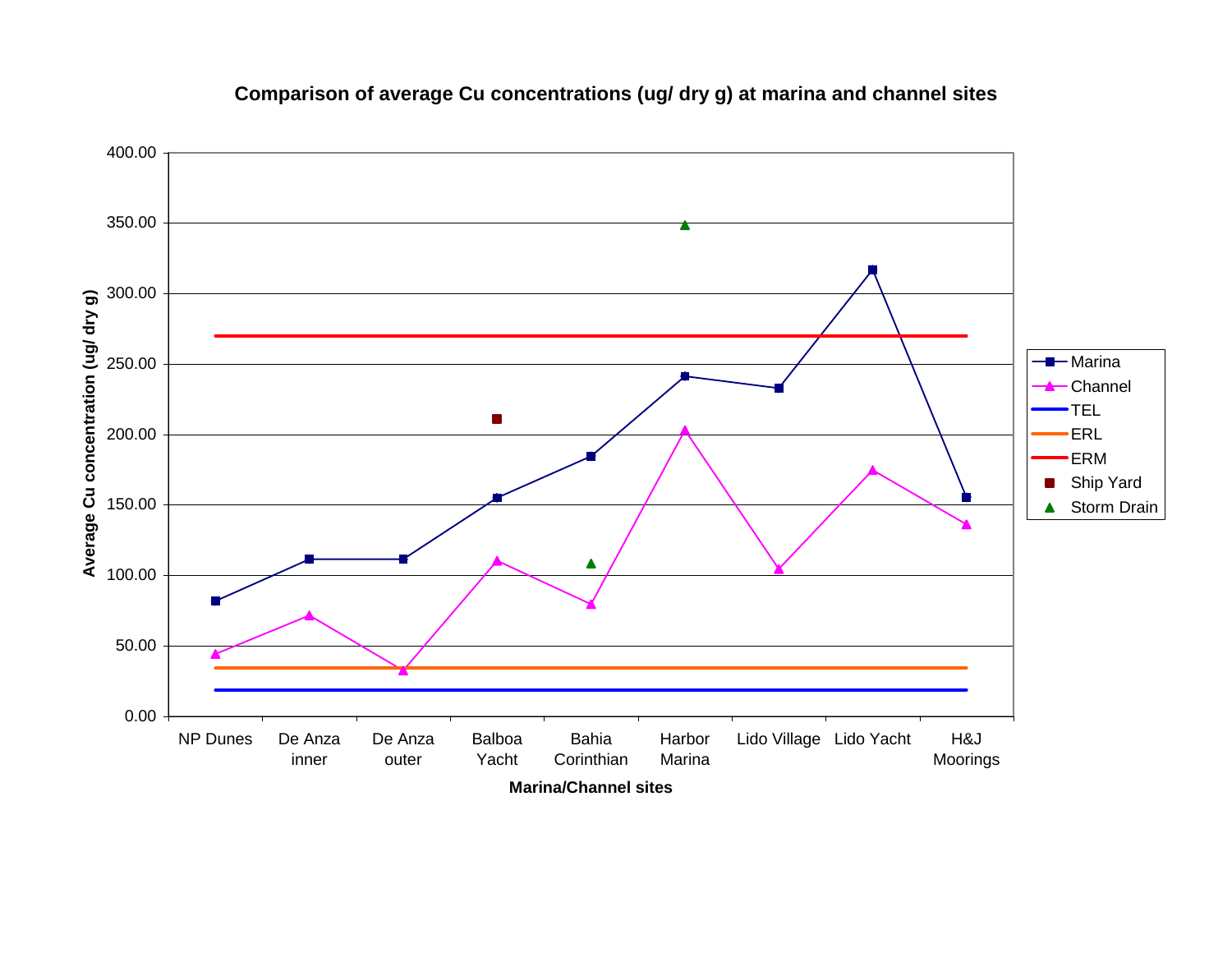**Comparison of average Cu concentrations (ug/ dry g) at marina and channel sites**

Average Cu concentration (ug/ dry g)

400.00
350.00
300.00
250.00
200.00
150.00
100.00
50.00
0.00

NP Dunes | De Anza inner | De Anza outer | Balboa Yacht | Bahia Corinthian | Harbor Marina | Lido Village | Lido Yacht | H&J Moorings

Marina/Channel sites

- Marina
- Channel
- TEL
- ERL
- ERM
- Ship Yard
- Storm Drain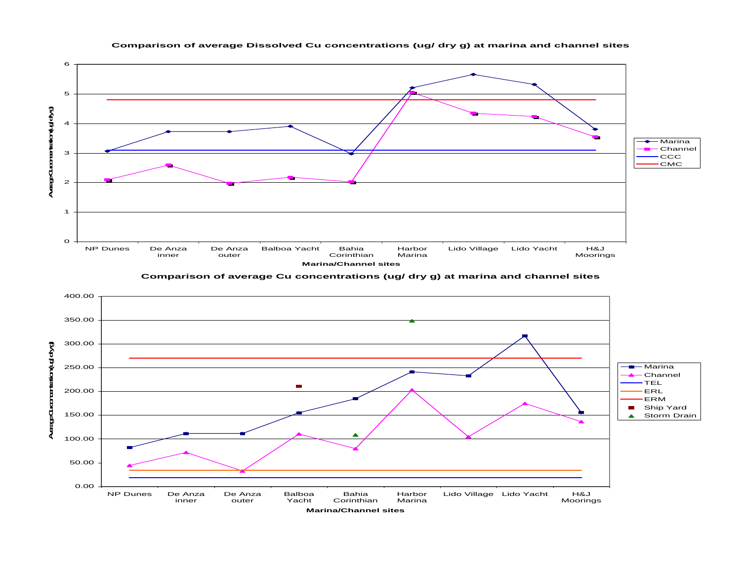**Comparison of average Dissolved Cu concentrations (ug/ dry g) at marina and channel sites**

Average Cu concentration (ug/ dry g)

0, 1, 2, 3, 4, 5, 6

NP Dunes | De Anza inner | De Anza outer | Balboa Yacht | Bahia Corinthian | Harbor Marina | Lido Village | Lido Yacht | H&J Moorings

Marina/Channel sites

Marina, Channel, CCC, CMC

**Comparison of average Cu concentrations (ug/ dry g) at marina and channel sites**

Average Cu concentration (ug/ dry g)

0.00, 50.00, 100.00, 150.00, 200.00, 250.00, 300.00, 350.00, 400.00

NP Dunes | De Anza inner | De Anza outer | Balboa Yacht | Bahia Corinthian | Harbor Marina | Lido Village | Lido Yacht | H&J Moorings

Marina/Channel sites

Marina, Channel, TEL, ERL, ERM, Ship Yard, Storm Drain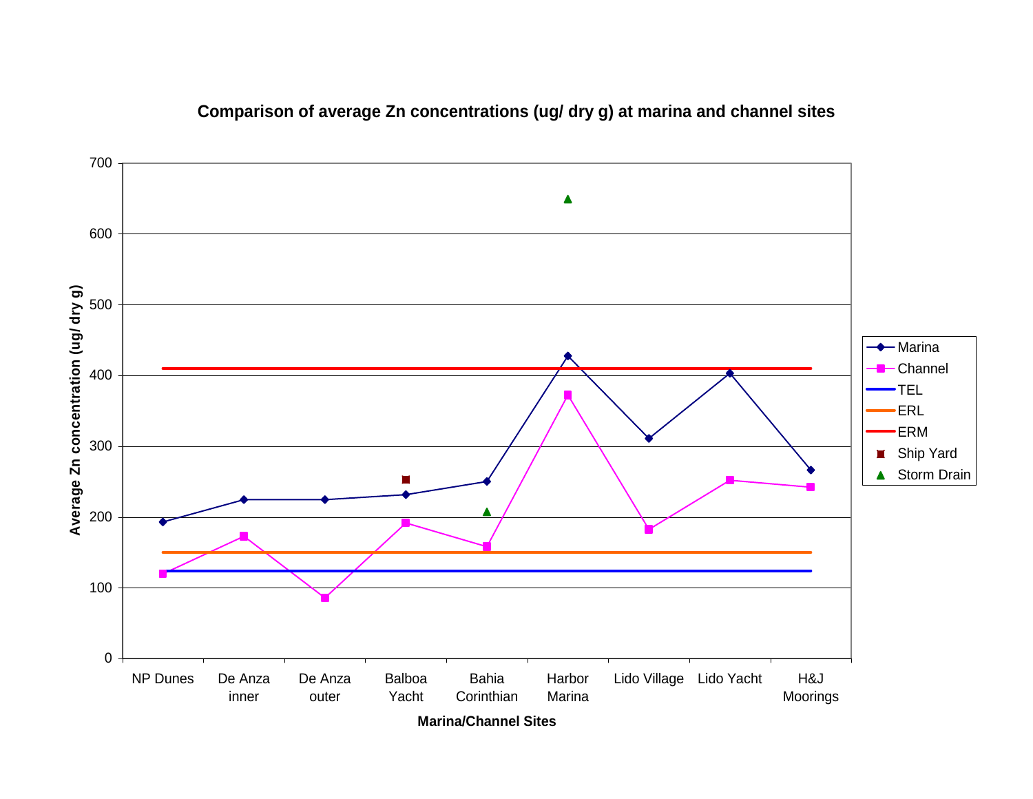**Comparison of average Zn concentrations (ug/ dry g) at marina and channel sites**

Average Zn concentration (ug/ dry g)

0
100
200
300
400
500
600
700

NP Dunes | De Anza inner | De Anza outer | Balboa Yacht | Bahia Corinthian | Harbor Marina | Lido Village | Lido Yacht | H&J Moorings

Marina/Channel Sites

- Marina
- Channel
- TEL
- ERL
- ERM
- Ship Yard
- Storm Drain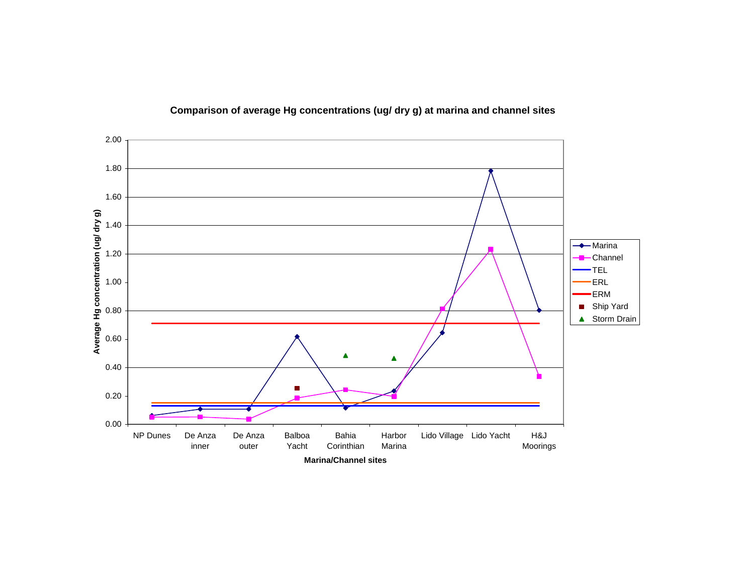**Comparison of average Hg concentrations (ug/ dry g) at marina and channel sites**

Average Hg concentration (ug/ dry g)

2.00
1.80
1.60
1.40
1.20
1.00
0.80
0.60
0.40
0.20
0.00

NP Dunes | De Anza inner | De Anza outer | Balboa Yacht | Bahia Corinthian | Harbor Marina | Lido Village | Lido Yacht | H&J Moorings

**Marina/Channel sites**

Legend: Marina, Channel, TEL, ERL, ERM, Ship Yard, Storm Drain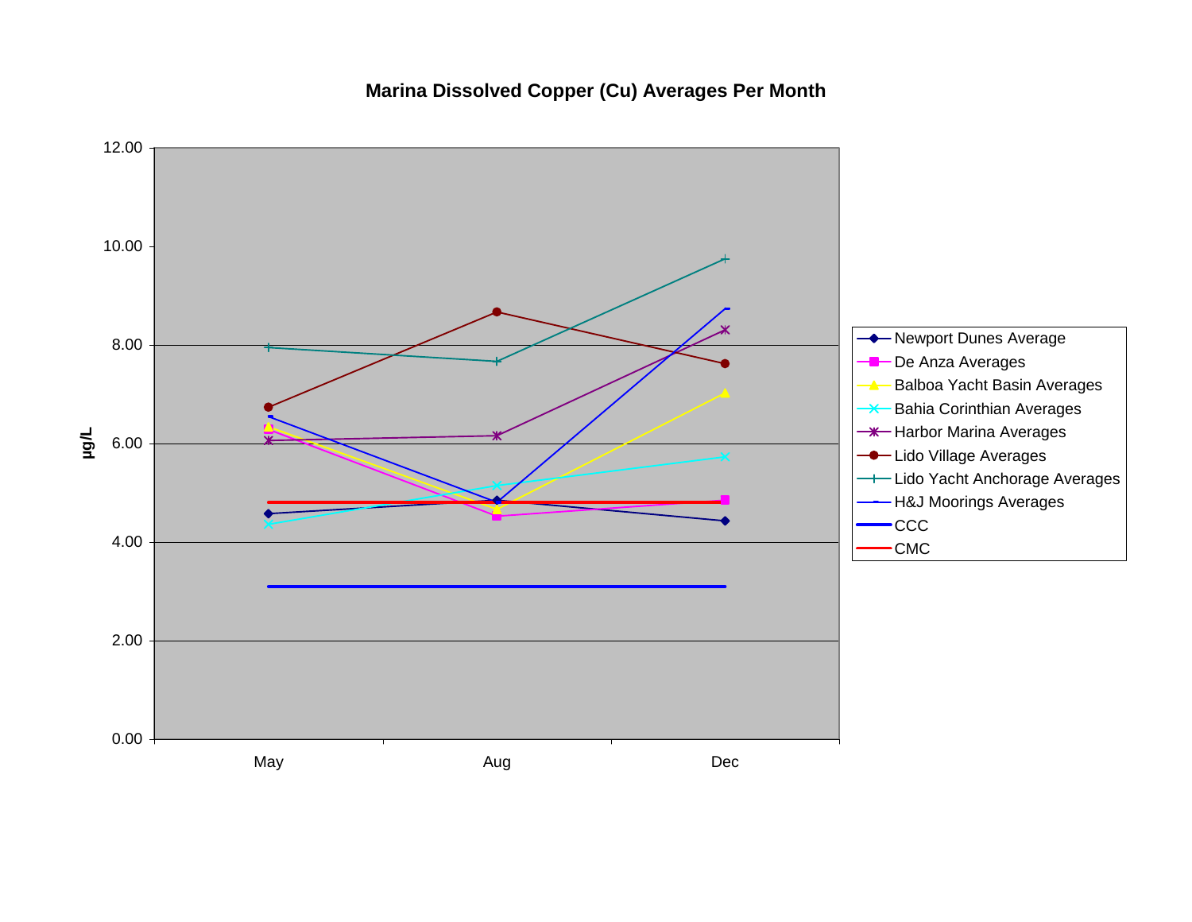**Marina Dissolved Copper (Cu) Averages Per Month**

| Series | May | Aug | Dec |
|---|---|---|---|
| Newport Dunes Average | 4.58 | 4.84 | 4.43 |
| De Anza Averages | 6.29 | 4.53 | 4.85 |
| Balboa Yacht Basin Averages | 6.35 | 4.67 | 7.03 |
| Bahia Corinthian Averages | 4.37 | 5.15 | 5.74 |
| Harbor Marina Averages | 6.06 | 6.16 | 8.31 |
| Lido Village Averages | 6.74 | 8.67 | 7.62 |
| Lido Yacht Anchorage Averages | 7.95 | 7.67 | 9.75 |
| H&J Moorings Averages | 6.54 | 4.83 | 8.75 |
| CCC | 3.10 | 3.10 | 3.10 |
| CMC | 4.80 | 4.80 | 4.80 |

Y-axis: µg/L (0.00–12.00). Values are approximate readings from the chart.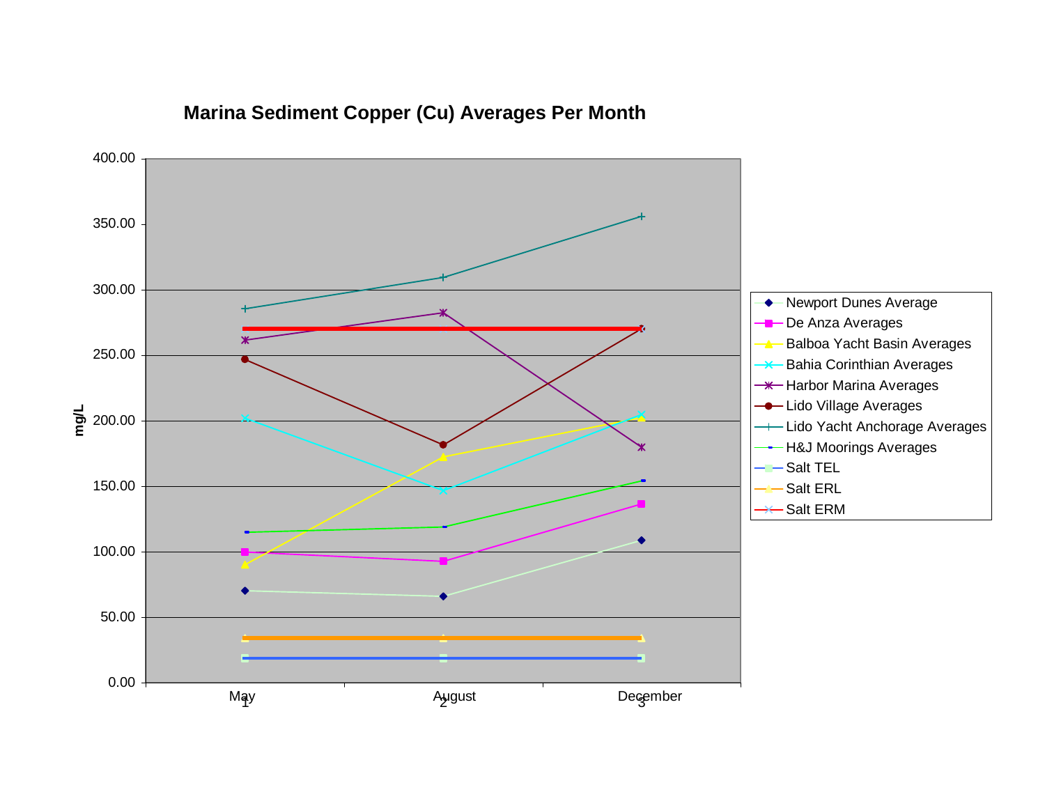## Marina Sediment Copper (Cu) Averages Per Month

mg/L

400.00
350.00
300.00
250.00
200.00
150.00
100.00
50.00
0.00

May 1 | August 2 | December 3

- Newport Dunes Average
- De Anza Averages
- Balboa Yacht Basin Averages
- Bahia Corinthian Averages
- Harbor Marina Averages
- Lido Village Averages
- Lido Yacht Anchorage Averages
- H&J Moorings Averages
- Salt TEL
- Salt ERL
- Salt ERM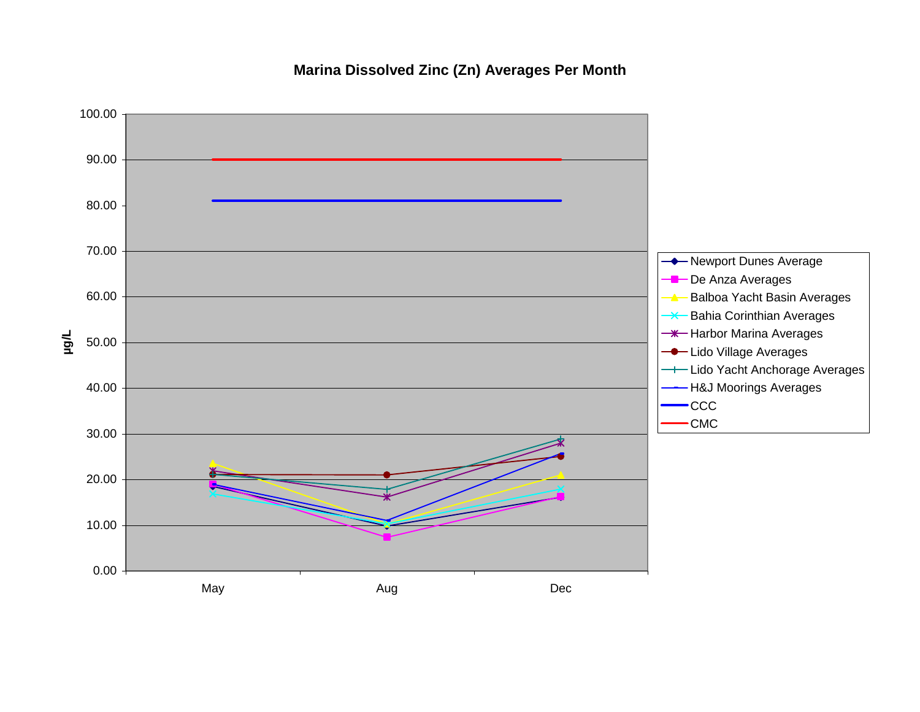**Marina Dissolved Zinc (Zn) Averages Per Month**

μg/L

100.00
90.00
80.00
70.00
60.00
50.00
40.00
30.00
20.00
10.00
0.00

May | Aug | Dec

- Newport Dunes Average
- De Anza Averages
- Balboa Yacht Basin Averages
- Bahia Corinthian Averages
- Harbor Marina Averages
- Lido Village Averages
- Lido Yacht Anchorage Averages
- H&J Moorings Averages
- CCC
- CMC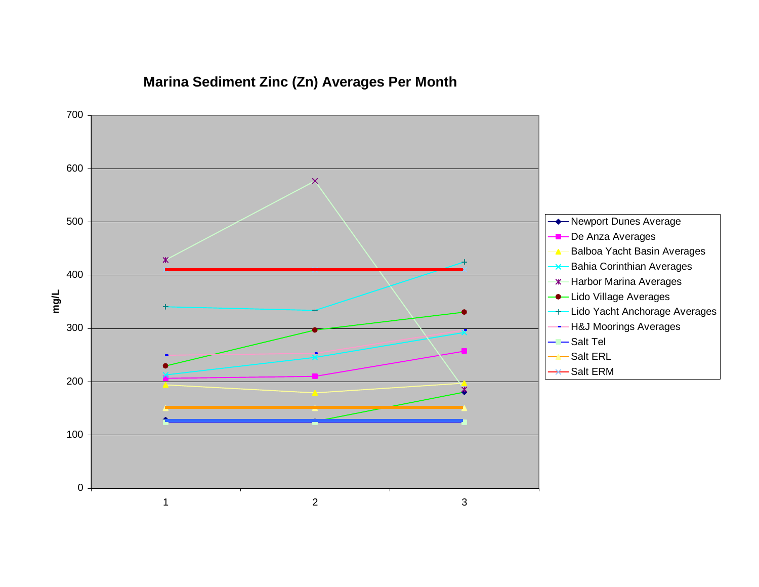## Marina Sediment Zinc (Zn) Averages Per Month

mg/L

700
600
500
400
300
200
100
0

1 2 3

- Newport Dunes Average
- De Anza Averages
- Balboa Yacht Basin Averages
- Bahia Corinthian Averages
- Harbor Marina Averages
- Lido Village Averages
- Lido Yacht Anchorage Averages
- H&J Moorings Averages
- Salt Tel
- Salt ERL
- Salt ERM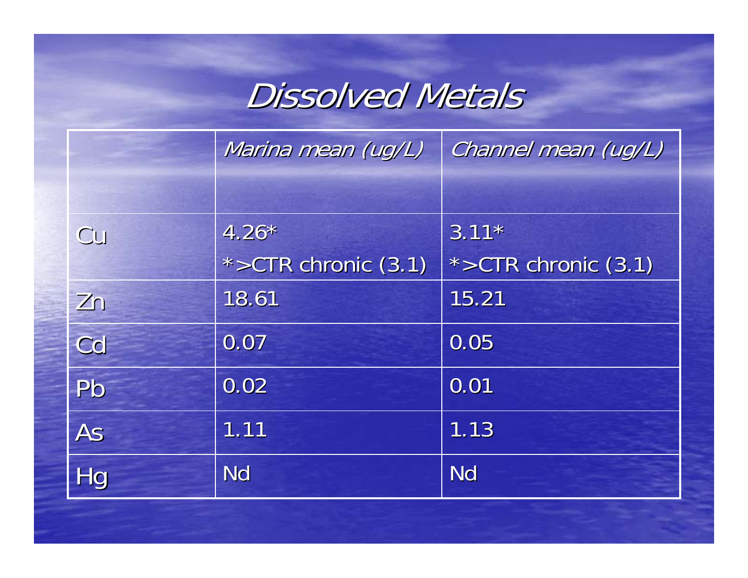# *Dissolved Metals*

| | *Marina mean (ug/L)* | *Channel mean (ug/L)* |
|---|---|---|
| Cu | 4.26* <br> *>CTR chronic (3.1) | 3.11* <br> *>CTR chronic (3.1) |
| Zn | 18.61 | 15.21 |
| Cd | 0.07 | 0.05 |
| Pb | 0.02 | 0.01 |
| As | 1.11 | 1.13 |
| Hg | Nd | Nd |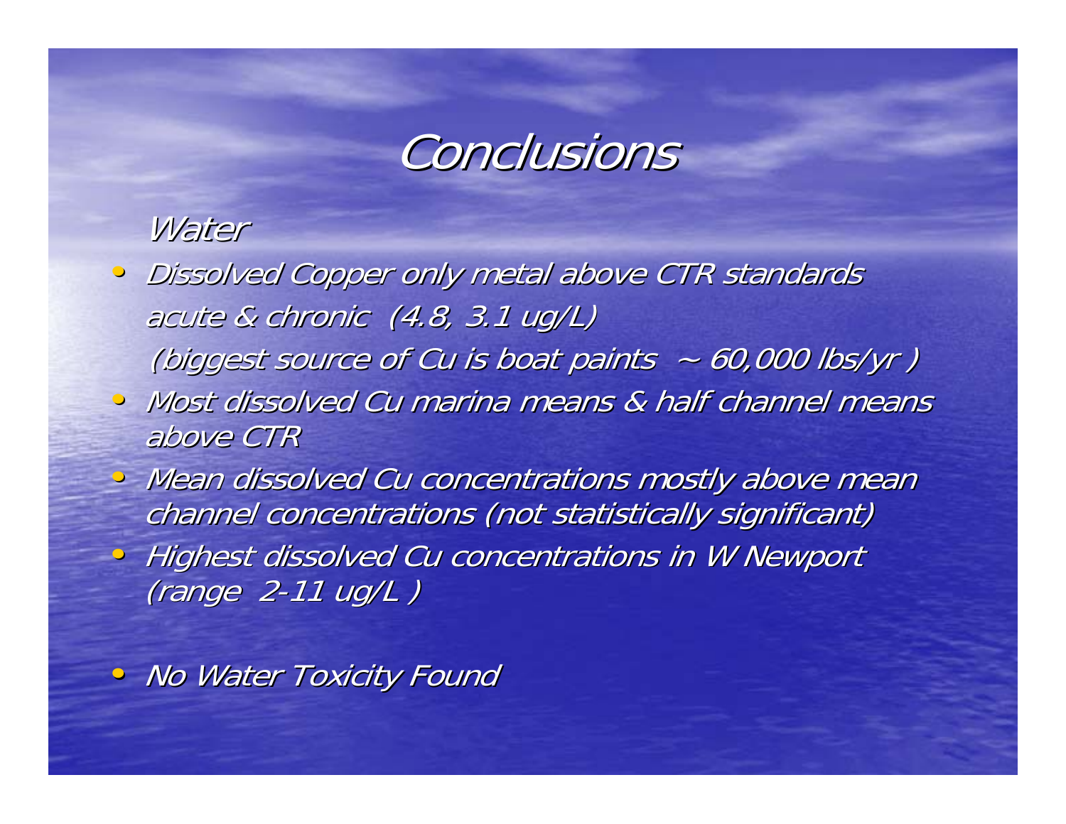# *Conclusions*

*Water*

- *Dissolved Copper only metal above CTR standards acute & chronic (4.8, 3.1 ug/L)*
  *(biggest source of Cu is boat paints ~ 60,000 lbs/yr )*
- *Most dissolved Cu marina means & half channel means above CTR*
- *Mean dissolved Cu concentrations mostly above mean channel concentrations (not statistically significant)*
- *Highest dissolved Cu concentrations in W Newport (range 2-11 ug/L )*
- *No Water Toxicity Found*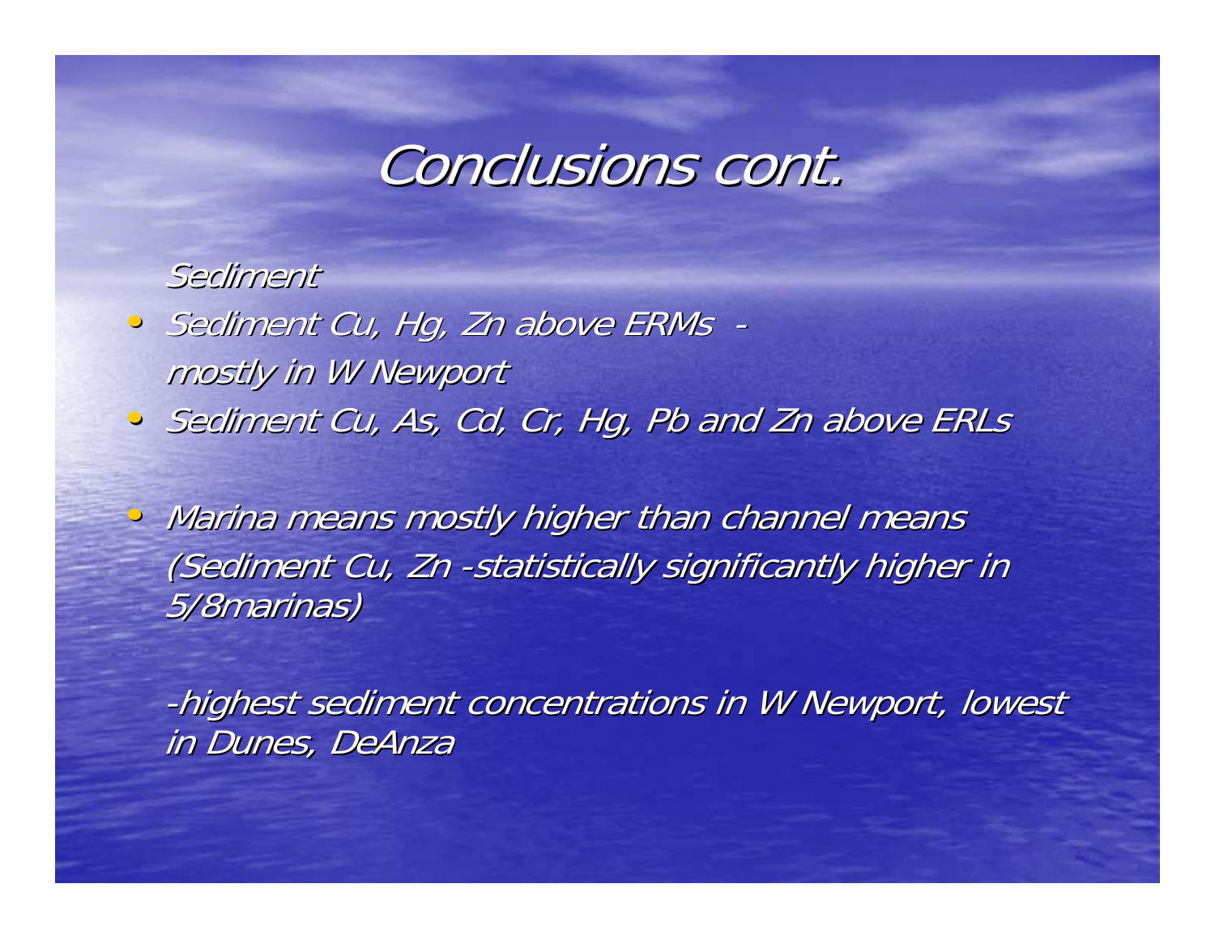# Conclusions cont.

*Sediment*

- *Sediment Cu, Hg, Zn above ERMs - mostly in W Newport*
- *Sediment Cu, As, Cd, Cr, Hg, Pb and Zn above ERLs*

- *Marina means mostly higher than channel means (Sediment Cu, Zn -statistically significantly higher in 5/8marinas)*

  *-highest sediment concentrations in W Newport, lowest in Dunes, DeAnza*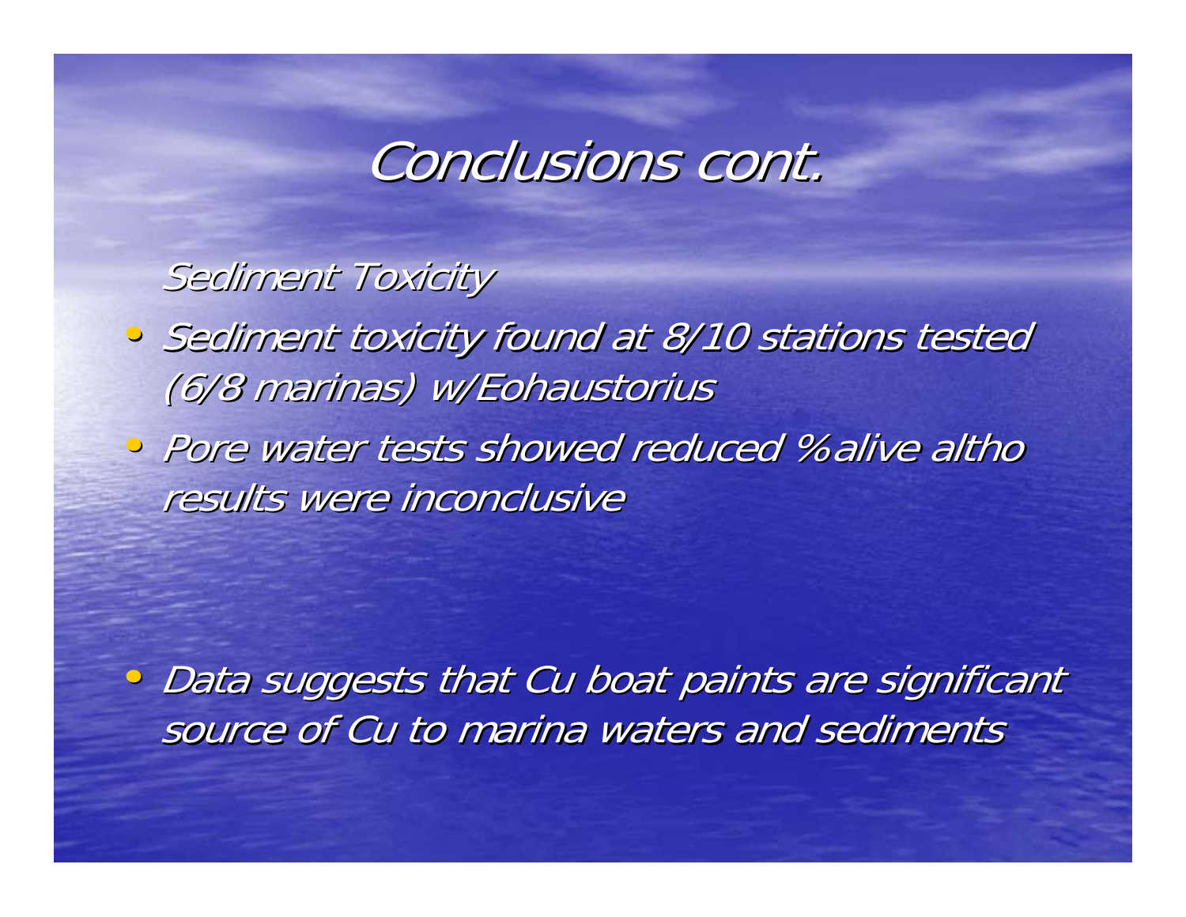# *Conclusions cont.*

*Sediment Toxicity*

- *Sediment toxicity found at 8/10 stations tested (6/8 marinas) w/Eohaustorius*
- *Pore water tests showed reduced %alive altho results were inconclusive*

- *Data suggests that Cu boat paints are significant source of Cu to marina waters and sediments*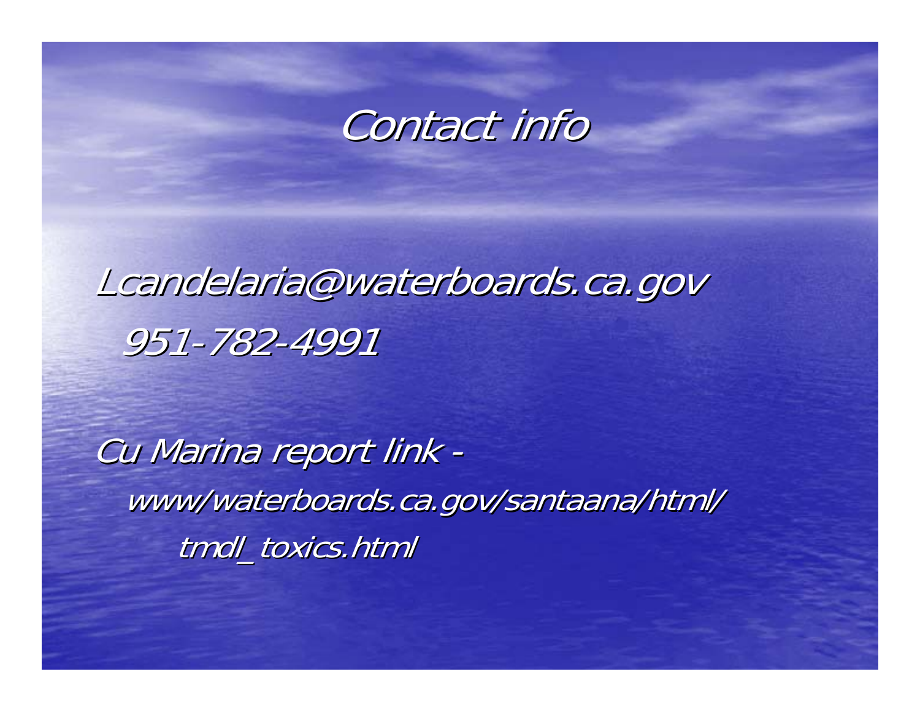# Contact info

*Lcandelaria@waterboards.ca.gov*

*951-782-4991*

*Cu Marina report link -*

*www/waterboards.ca.gov/santaana/html/tmdl_toxics.html*